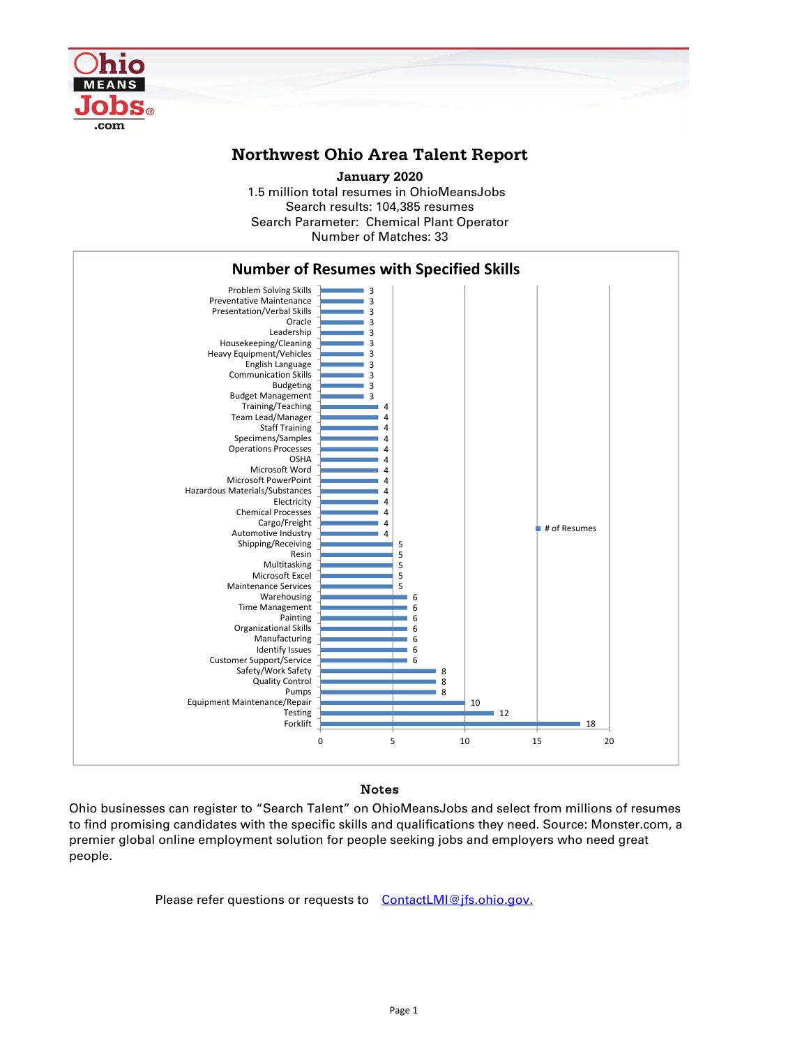# Northwest Ohio Area Talent Report

**January 2020**

1.5 million total resumes in OhioMeansJobs
Search results: 104,385 resumes
Search Parameter: Chemical Plant Operator
Number of Matches: 33

## Number of Resumes with Specified Skills

| Skill | # of Resumes |
|---|---|
| Problem Solving Skills | 3 |
| Preventative Maintenance | 3 |
| Presentation/Verbal Skills | 3 |
| Oracle | 3 |
| Leadership | 3 |
| Housekeeping/Cleaning | 3 |
| Heavy Equipment/Vehicles | 3 |
| English Language | 3 |
| Communication Skills | 3 |
| Budgeting | 3 |
| Budget Management | 3 |
| Training/Teaching | 4 |
| Team Lead/Manager | 4 |
| Staff Training | 4 |
| Specimens/Samples | 4 |
| Operations Processes | 4 |
| OSHA | 4 |
| Microsoft Word | 4 |
| Microsoft PowerPoint | 4 |
| Hazardous Materials/Substances | 4 |
| Electricity | 4 |
| Chemical Processes | 4 |
| Cargo/Freight | 4 |
| Automotive Industry | 4 |
| Shipping/Receiving | 5 |
| Resin | 5 |
| Multitasking | 5 |
| Microsoft Excel | 5 |
| Maintenance Services | 5 |
| Warehousing | 6 |
| Time Management | 6 |
| Painting | 6 |
| Organizational Skills | 6 |
| Manufacturing | 6 |
| Identify Issues | 6 |
| Customer Support/Service | 6 |
| Safety/Work Safety | 8 |
| Quality Control | 8 |
| Pumps | 8 |
| Equipment Maintenance/Repair | 10 |
| Testing | 12 |
| Forklift | 18 |

### Notes

Ohio businesses can register to "Search Talent" on OhioMeansJobs and select from millions of resumes to find promising candidates with the specific skills and qualifications they need. Source: Monster.com, a premier global online employment solution for people seeking jobs and employers who need great people.

Please refer questions or requests to [ContactLMI@jfs.ohio.gov.](mailto:ContactLMI@jfs.ohio.gov)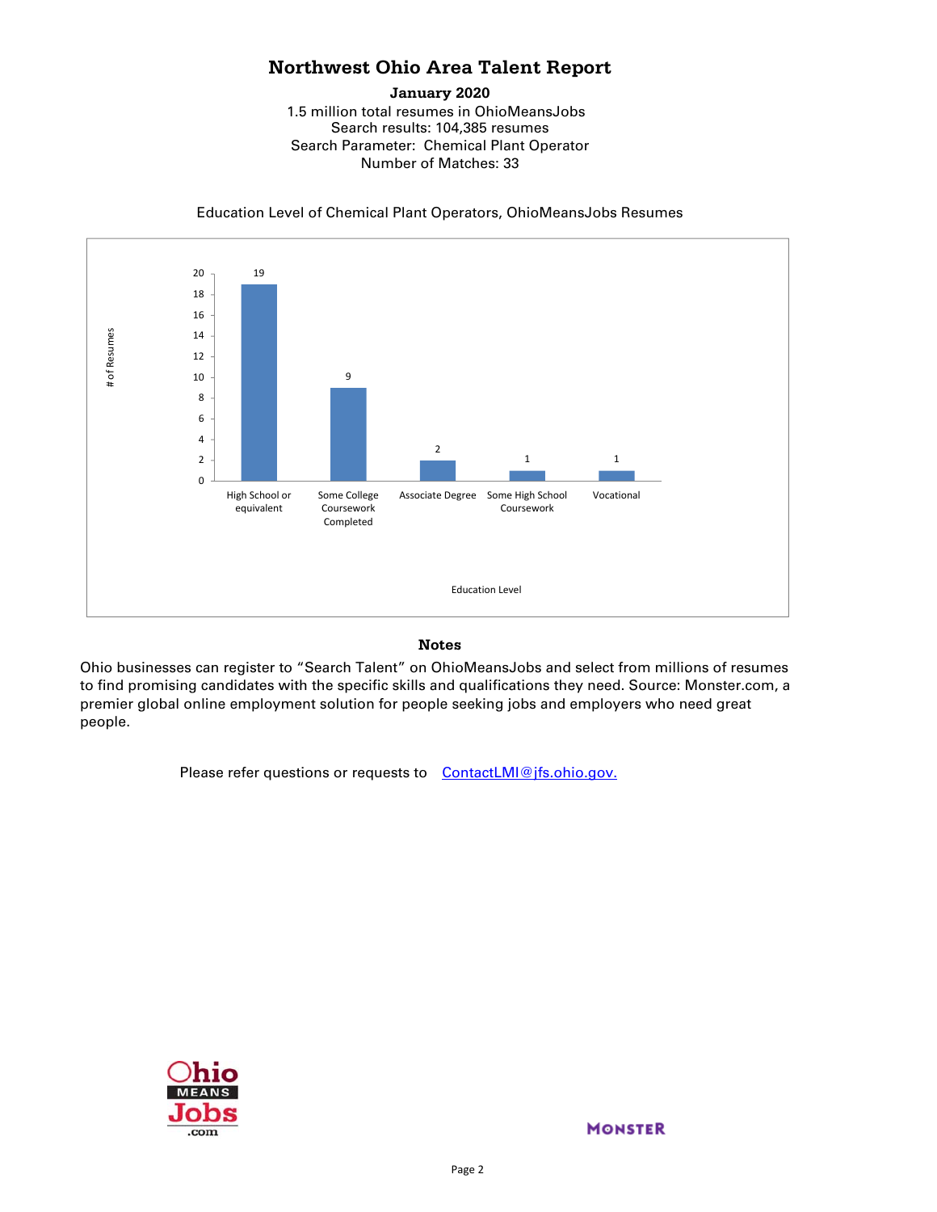# Northwest Ohio Area Talent Report

**January 2020**

1.5 million total resumes in OhioMeansJobs
Search results: 104,385 resumes
Search Parameter: Chemical Plant Operator
Number of Matches: 33

Education Level of Chemical Plant Operators, OhioMeansJobs Resumes

# of Resumes

20
18
16
14
12
10
8
6
4
2
0

19
9
2
1
1

High School or equivalent
Some College Coursework Completed
Associate Degree
Some High School Coursework
Vocational

Education Level

**Notes**

Ohio businesses can register to "Search Talent" on OhioMeansJobs and select from millions of resumes to find promising candidates with the specific skills and qualifications they need. Source: Monster.com, a premier global online employment solution for people seeking jobs and employers who need great people.

Please refer questions or requests to ContactLMI@jfs.ohio.gov.

Ohio MEANS Jobs .com

MONSTER